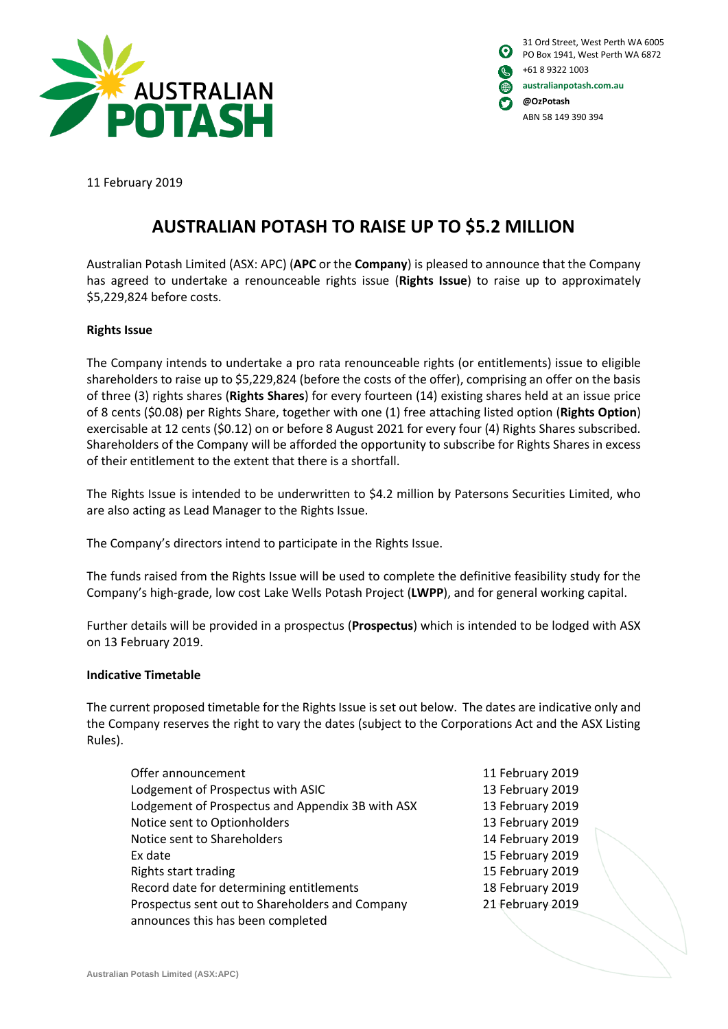31 Ord Street, West Perth WA 6005
PO Box 1941, West Perth WA 6872
+61 8 9322 1003
**australianpotash.com.au**
**@OzPotash**
ABN 58 149 390 394

11 February 2019

# AUSTRALIAN POTASH TO RAISE UP TO $5.2 MILLION

Australian Potash Limited (ASX: APC) (**APC** or the **Company**) is pleased to announce that the Company has agreed to undertake a renounceable rights issue (**Rights Issue**) to raise up to approximately $5,229,824 before costs.

**Rights Issue**

The Company intends to undertake a pro rata renounceable rights (or entitlements) issue to eligible shareholders to raise up to $5,229,824 (before the costs of the offer), comprising an offer on the basis of three (3) rights shares (**Rights Shares**) for every fourteen (14) existing shares held at an issue price of 8 cents ($0.08) per Rights Share, together with one (1) free attaching listed option (**Rights Option**) exercisable at 12 cents ($0.12) on or before 8 August 2021 for every four (4) Rights Shares subscribed. Shareholders of the Company will be afforded the opportunity to subscribe for Rights Shares in excess of their entitlement to the extent that there is a shortfall.

The Rights Issue is intended to be underwritten to $4.2 million by Patersons Securities Limited, who are also acting as Lead Manager to the Rights Issue.

The Company's directors intend to participate in the Rights Issue.

The funds raised from the Rights Issue will be used to complete the definitive feasibility study for the Company's high-grade, low cost Lake Wells Potash Project (**LWPP**), and for general working capital.

Further details will be provided in a prospectus (**Prospectus**) which is intended to be lodged with ASX on 13 February 2019.

**Indicative Timetable**

The current proposed timetable for the Rights Issue is set out below. The dates are indicative only and the Company reserves the right to vary the dates (subject to the Corporations Act and the ASX Listing Rules).

| | |
|---|---|
| Offer announcement | 11 February 2019 |
| Lodgement of Prospectus with ASIC | 13 February 2019 |
| Lodgement of Prospectus and Appendix 3B with ASX | 13 February 2019 |
| Notice sent to Optionholders | 13 February 2019 |
| Notice sent to Shareholders | 14 February 2019 |
| Ex date | 15 February 2019 |
| Rights start trading | 15 February 2019 |
| Record date for determining entitlements | 18 February 2019 |
| Prospectus sent out to Shareholders and Company announces this has been completed | 21 February 2019 |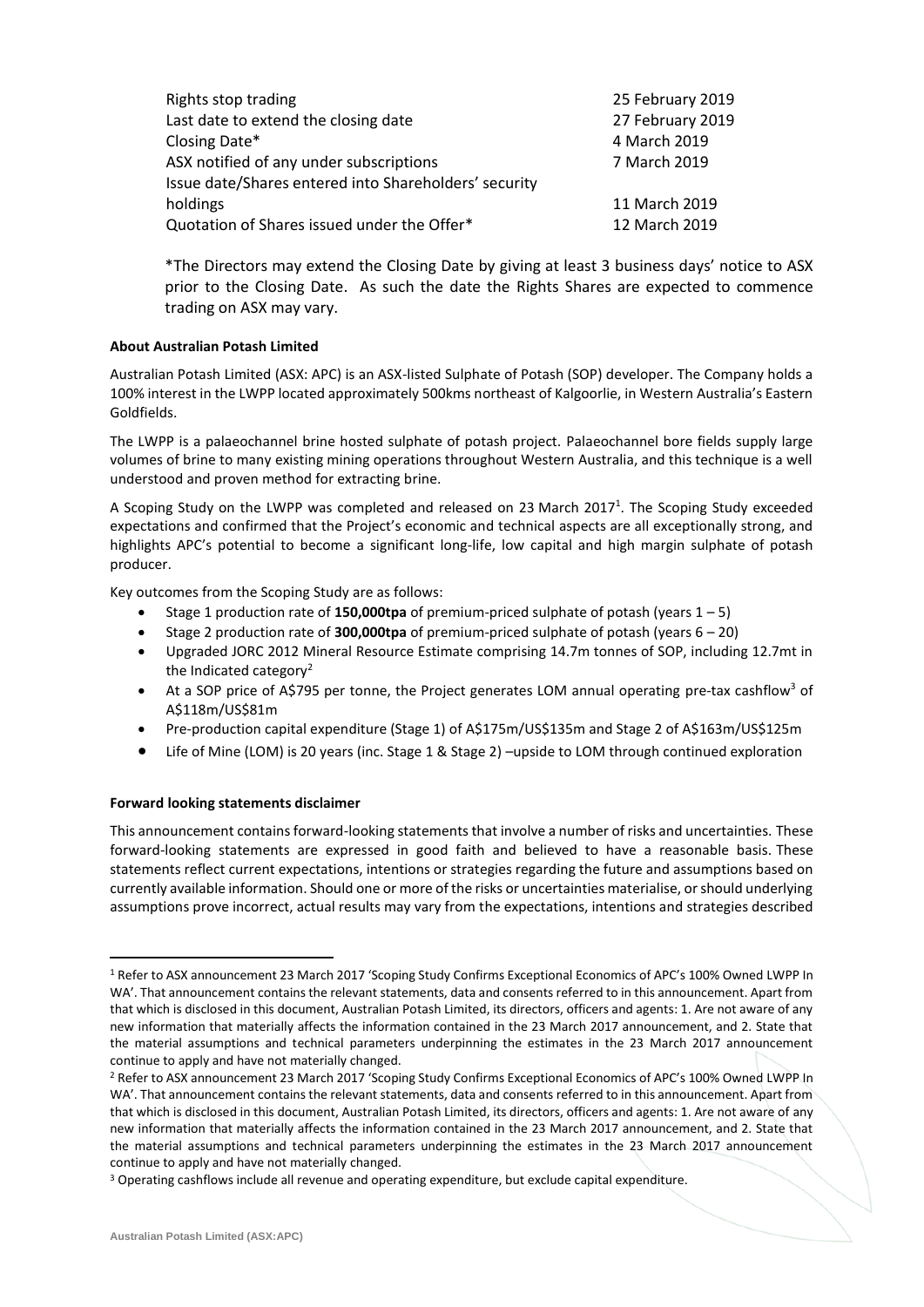| | |
|---|---|
| Rights stop trading | 25 February 2019 |
| Last date to extend the closing date | 27 February 2019 |
| Closing Date* | 4 March 2019 |
| ASX notified of any under subscriptions | 7 March 2019 |
| Issue date/Shares entered into Shareholders' security holdings | 11 March 2019 |
| Quotation of Shares issued under the Offer* | 12 March 2019 |

*The Directors may extend the Closing Date by giving at least 3 business days' notice to ASX prior to the Closing Date. As such the date the Rights Shares are expected to commence trading on ASX may vary.

**About Australian Potash Limited**

Australian Potash Limited (ASX: APC) is an ASX-listed Sulphate of Potash (SOP) developer. The Company holds a 100% interest in the LWPP located approximately 500kms northeast of Kalgoorlie, in Western Australia's Eastern Goldfields.

The LWPP is a palaeochannel brine hosted sulphate of potash project. Palaeochannel bore fields supply large volumes of brine to many existing mining operations throughout Western Australia, and this technique is a well understood and proven method for extracting brine.

A Scoping Study on the LWPP was completed and released on 23 March 2017[1]. The Scoping Study exceeded expectations and confirmed that the Project's economic and technical aspects are all exceptionally strong, and highlights APC's potential to become a significant long-life, low capital and high margin sulphate of potash producer.

Key outcomes from the Scoping Study are as follows:

- Stage 1 production rate of **150,000tpa** of premium-priced sulphate of potash (years 1 – 5)
- Stage 2 production rate of **300,000tpa** of premium-priced sulphate of potash (years 6 – 20)
- Upgraded JORC 2012 Mineral Resource Estimate comprising 14.7m tonnes of SOP, including 12.7mt in the Indicated category[2]
- At a SOP price of A$795 per tonne, the Project generates LOM annual operating pre-tax cashflow[3] of A$118m/US$81m
- Pre-production capital expenditure (Stage 1) of A$175m/US$135m and Stage 2 of A$163m/US$125m
- Life of Mine (LOM) is 20 years (inc. Stage 1 & Stage 2) –upside to LOM through continued exploration

**Forward looking statements disclaimer**

This announcement contains forward-looking statements that involve a number of risks and uncertainties. These forward-looking statements are expressed in good faith and believed to have a reasonable basis. These statements reflect current expectations, intentions or strategies regarding the future and assumptions based on currently available information. Should one or more of the risks or uncertainties materialise, or should underlying assumptions prove incorrect, actual results may vary from the expectations, intentions and strategies described

---

[1] Refer to ASX announcement 23 March 2017 'Scoping Study Confirms Exceptional Economics of APC's 100% Owned LWPP In WA'. That announcement contains the relevant statements, data and consents referred to in this announcement. Apart from that which is disclosed in this document, Australian Potash Limited, its directors, officers and agents: 1. Are not aware of any new information that materially affects the information contained in the 23 March 2017 announcement, and 2. State that the material assumptions and technical parameters underpinning the estimates in the 23 March 2017 announcement continue to apply and have not materially changed.

[2] Refer to ASX announcement 23 March 2017 'Scoping Study Confirms Exceptional Economics of APC's 100% Owned LWPP In WA'. That announcement contains the relevant statements, data and consents referred to in this announcement. Apart from that which is disclosed in this document, Australian Potash Limited, its directors, officers and agents: 1. Are not aware of any new information that materially affects the information contained in the 23 March 2017 announcement, and 2. State that the material assumptions and technical parameters underpinning the estimates in the 23 March 2017 announcement continue to apply and have not materially changed.

[3] Operating cashflows include all revenue and operating expenditure, but exclude capital expenditure.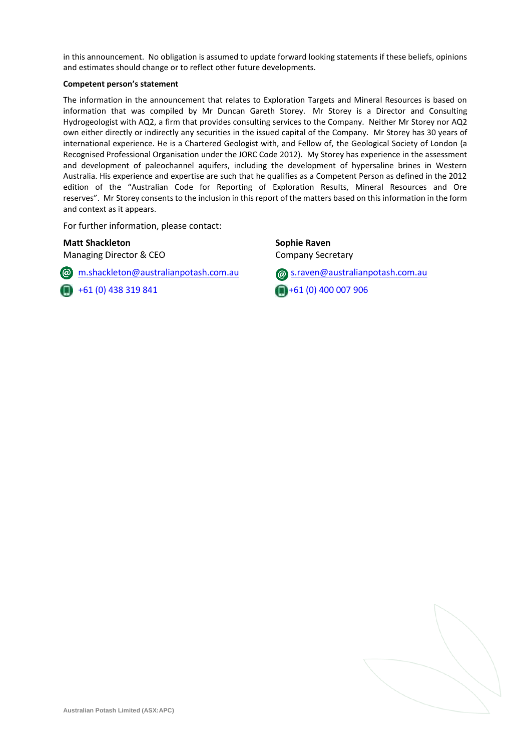in this announcement. No obligation is assumed to update forward looking statements if these beliefs, opinions and estimates should change or to reflect other future developments.

**Competent person's statement**

The information in the announcement that relates to Exploration Targets and Mineral Resources is based on information that was compiled by Mr Duncan Gareth Storey. Mr Storey is a Director and Consulting Hydrogeologist with AQ2, a firm that provides consulting services to the Company. Neither Mr Storey nor AQ2 own either directly or indirectly any securities in the issued capital of the Company. Mr Storey has 30 years of international experience. He is a Chartered Geologist with, and Fellow of, the Geological Society of London (a Recognised Professional Organisation under the JORC Code 2012). My Storey has experience in the assessment and development of paleochannel aquifers, including the development of hypersaline brines in Western Australia. His experience and expertise are such that he qualifies as a Competent Person as defined in the 2012 edition of the "Australian Code for Reporting of Exploration Results, Mineral Resources and Ore reserves". Mr Storey consents to the inclusion in this report of the matters based on this information in the form and context as it appears.

For further information, please contact:

**Matt Shackleton**
Managing Director & CEO
m.shackleton@australianpotash.com.au
+61 (0) 438 319 841

**Sophie Raven**
Company Secretary
s.raven@australianpotash.com.au
+61 (0) 400 007 906